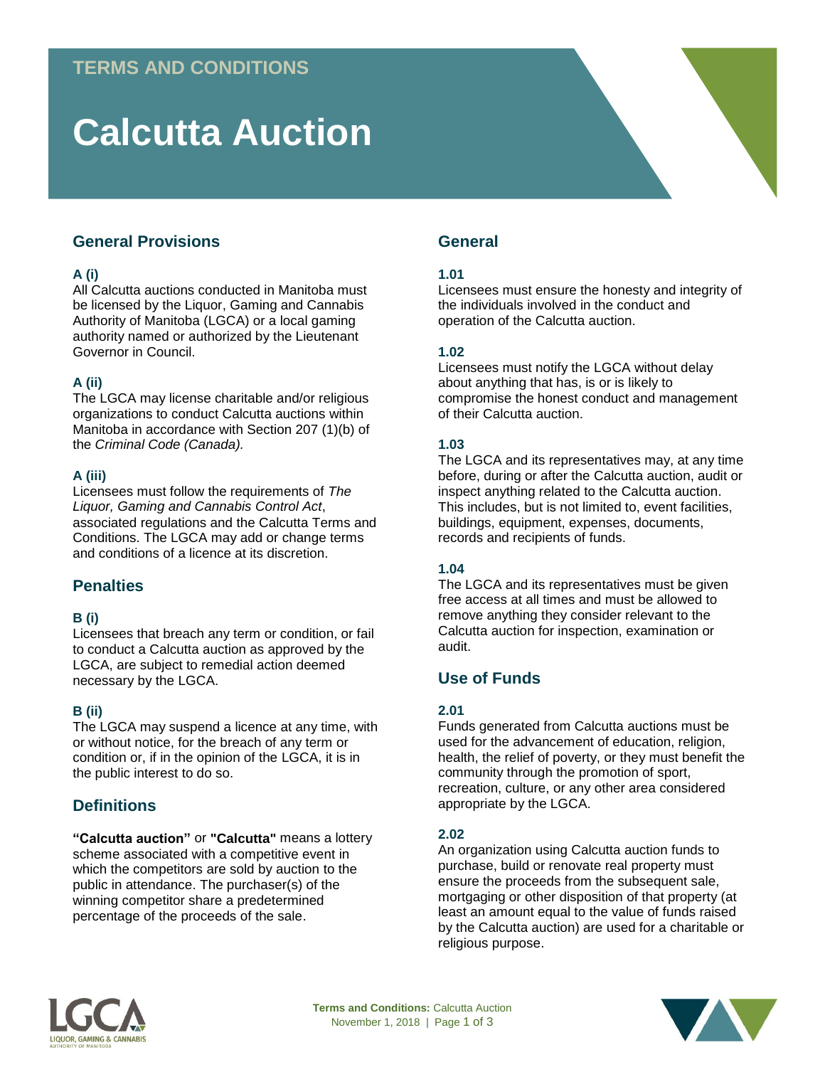TERMS AND CONDITIONS

# Calcutta Auction

## General Provisions

**A (i)**
All Calcutta auctions conducted in Manitoba must be licensed by the Liquor, Gaming and Cannabis Authority of Manitoba (LGCA) or a local gaming authority named or authorized by the Lieutenant Governor in Council.

**A (ii)**
The LGCA may license charitable and/or religious organizations to conduct Calcutta auctions within Manitoba in accordance with Section 207 (1)(b) of the *Criminal Code (Canada).*

**A (iii)**
Licensees must follow the requirements of *The Liquor, Gaming and Cannabis Control Act*, associated regulations and the Calcutta Terms and Conditions. The LGCA may add or change terms and conditions of a licence at its discretion.

## Penalties

**B (i)**
Licensees that breach any term or condition, or fail to conduct a Calcutta auction as approved by the LGCA, are subject to remedial action deemed necessary by the LGCA.

**B (ii)**
The LGCA may suspend a licence at any time, with or without notice, for the breach of any term or condition or, if in the opinion of the LGCA, it is in the public interest to do so.

## Definitions

**"Calcutta auction"** or **"Calcutta"** means a lottery scheme associated with a competitive event in which the competitors are sold by auction to the public in attendance. The purchaser(s) of the winning competitor share a predetermined percentage of the proceeds of the sale.

## General

**1.01**
Licensees must ensure the honesty and integrity of the individuals involved in the conduct and operation of the Calcutta auction.

**1.02**
Licensees must notify the LGCA without delay about anything that has, is or is likely to compromise the honest conduct and management of their Calcutta auction.

**1.03**
The LGCA and its representatives may, at any time before, during or after the Calcutta auction, audit or inspect anything related to the Calcutta auction. This includes, but is not limited to, event facilities, buildings, equipment, expenses, documents, records and recipients of funds.

**1.04**
The LGCA and its representatives must be given free access at all times and must be allowed to remove anything they consider relevant to the Calcutta auction for inspection, examination or audit.

## Use of Funds

**2.01**
Funds generated from Calcutta auctions must be used for the advancement of education, religion, health, the relief of poverty, or they must benefit the community through the promotion of sport, recreation, culture, or any other area considered appropriate by the LGCA.

**2.02**
An organization using Calcutta auction funds to purchase, build or renovate real property must ensure the proceeds from the subsequent sale, mortgaging or other disposition of that property (at least an amount equal to the value of funds raised by the Calcutta auction) are used for a charitable or religious purpose.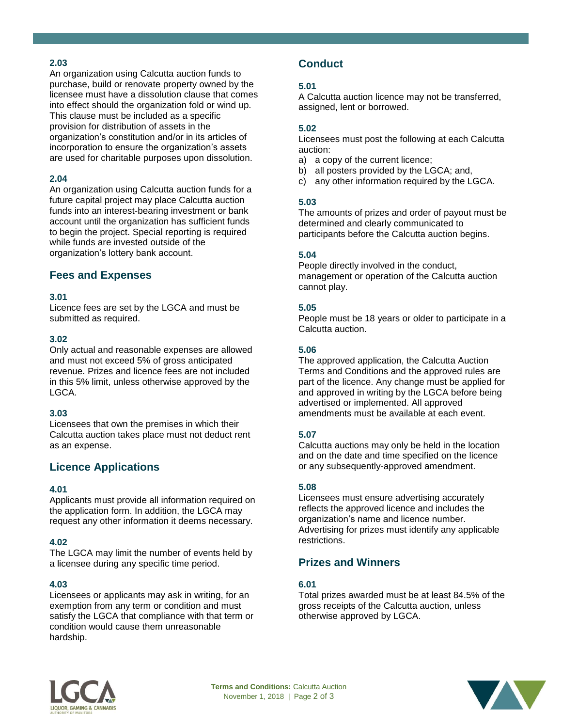**2.03**

An organization using Calcutta auction funds to purchase, build or renovate property owned by the licensee must have a dissolution clause that comes into effect should the organization fold or wind up. This clause must be included as a specific provision for distribution of assets in the organization's constitution and/or in its articles of incorporation to ensure the organization's assets are used for charitable purposes upon dissolution.

**2.04**

An organization using Calcutta auction funds for a future capital project may place Calcutta auction funds into an interest-bearing investment or bank account until the organization has sufficient funds to begin the project. Special reporting is required while funds are invested outside of the organization's lottery bank account.

## Fees and Expenses

**3.01**

Licence fees are set by the LGCA and must be submitted as required.

**3.02**

Only actual and reasonable expenses are allowed and must not exceed 5% of gross anticipated revenue. Prizes and licence fees are not included in this 5% limit, unless otherwise approved by the LGCA.

**3.03**

Licensees that own the premises in which their Calcutta auction takes place must not deduct rent as an expense.

## Licence Applications

**4.01**

Applicants must provide all information required on the application form. In addition, the LGCA may request any other information it deems necessary.

**4.02**

The LGCA may limit the number of events held by a licensee during any specific time period.

**4.03**

Licensees or applicants may ask in writing, for an exemption from any term or condition and must satisfy the LGCA that compliance with that term or condition would cause them unreasonable hardship.

## Conduct

**5.01**

A Calcutta auction licence may not be transferred, assigned, lent or borrowed.

**5.02**

Licensees must post the following at each Calcutta auction:

a) a copy of the current licence;
b) all posters provided by the LGCA; and,
c) any other information required by the LGCA.

**5.03**

The amounts of prizes and order of payout must be determined and clearly communicated to participants before the Calcutta auction begins.

**5.04**

People directly involved in the conduct, management or operation of the Calcutta auction cannot play.

**5.05**

People must be 18 years or older to participate in a Calcutta auction.

**5.06**

The approved application, the Calcutta Auction Terms and Conditions and the approved rules are part of the licence. Any change must be applied for and approved in writing by the LGCA before being advertised or implemented. All approved amendments must be available at each event.

**5.07**

Calcutta auctions may only be held in the location and on the date and time specified on the licence or any subsequently-approved amendment.

**5.08**

Licensees must ensure advertising accurately reflects the approved licence and includes the organization's name and licence number. Advertising for prizes must identify any applicable restrictions.

## Prizes and Winners

**6.01**

Total prizes awarded must be at least 84.5% of the gross receipts of the Calcutta auction, unless otherwise approved by LGCA.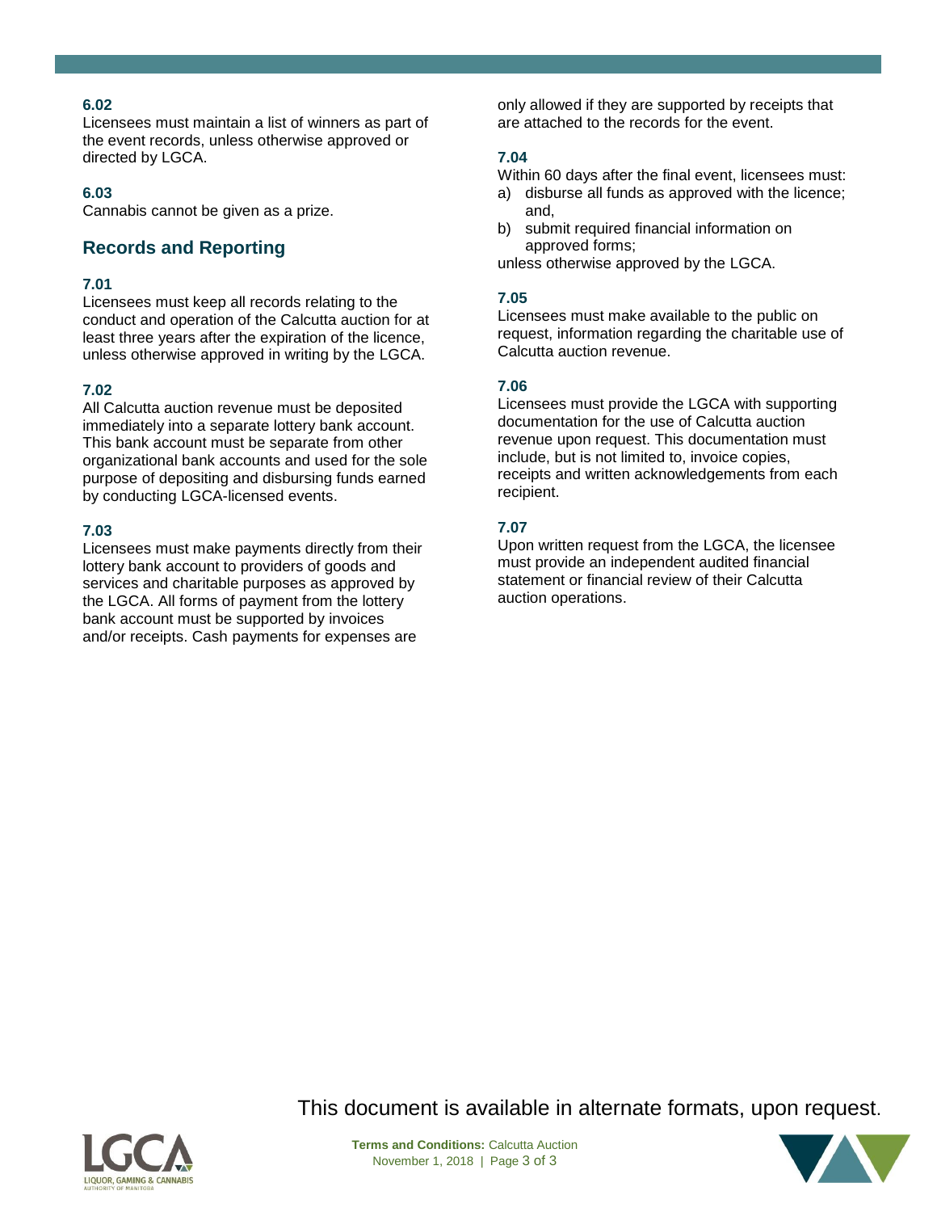**6.02**
Licensees must maintain a list of winners as part of the event records, unless otherwise approved or directed by LGCA.

**6.03**
Cannabis cannot be given as a prize.

## Records and Reporting

**7.01**
Licensees must keep all records relating to the conduct and operation of the Calcutta auction for at least three years after the expiration of the licence, unless otherwise approved in writing by the LGCA.

**7.02**
All Calcutta auction revenue must be deposited immediately into a separate lottery bank account. This bank account must be separate from other organizational bank accounts and used for the sole purpose of depositing and disbursing funds earned by conducting LGCA-licensed events.

**7.03**
Licensees must make payments directly from their lottery bank account to providers of goods and services and charitable purposes as approved by the LGCA. All forms of payment from the lottery bank account must be supported by invoices and/or receipts. Cash payments for expenses are only allowed if they are supported by receipts that are attached to the records for the event.

**7.04**
Within 60 days after the final event, licensees must:

a) disburse all funds as approved with the licence; and,
b) submit required financial information on approved forms;

unless otherwise approved by the LGCA.

**7.05**
Licensees must make available to the public on request, information regarding the charitable use of Calcutta auction revenue.

**7.06**
Licensees must provide the LGCA with supporting documentation for the use of Calcutta auction revenue upon request. This documentation must include, but is not limited to, invoice copies, receipts and written acknowledgements from each recipient.

**7.07**
Upon written request from the LGCA, the licensee must provide an independent audited financial statement or financial review of their Calcutta auction operations.

This document is available in alternate formats, upon request.